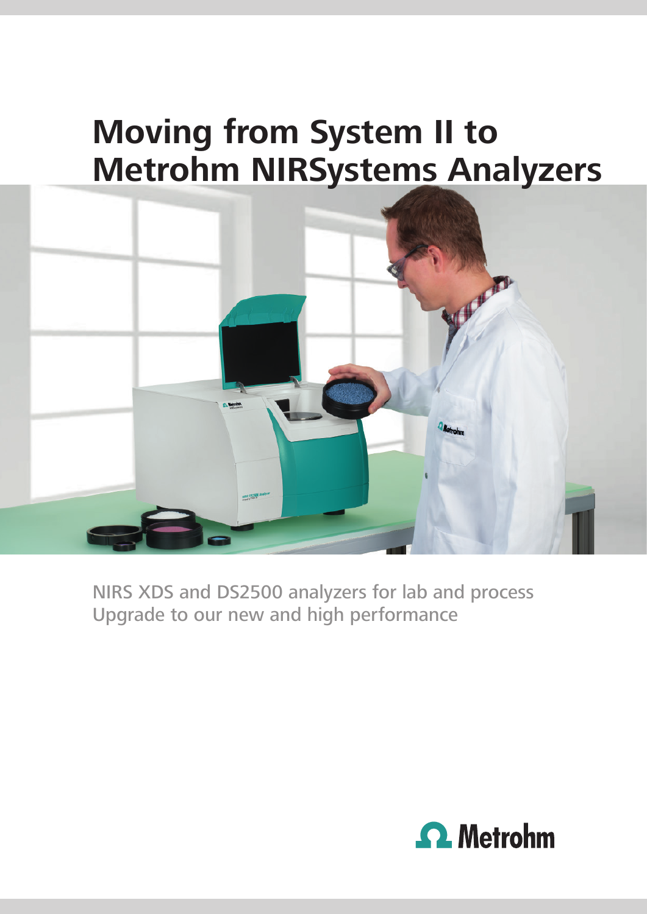# Moving from System II to Metrohm NIRSystems Analyzers

NIRS XDS and DS2500 analyzers for lab and process
Upgrade to our new and high performance

Metrohm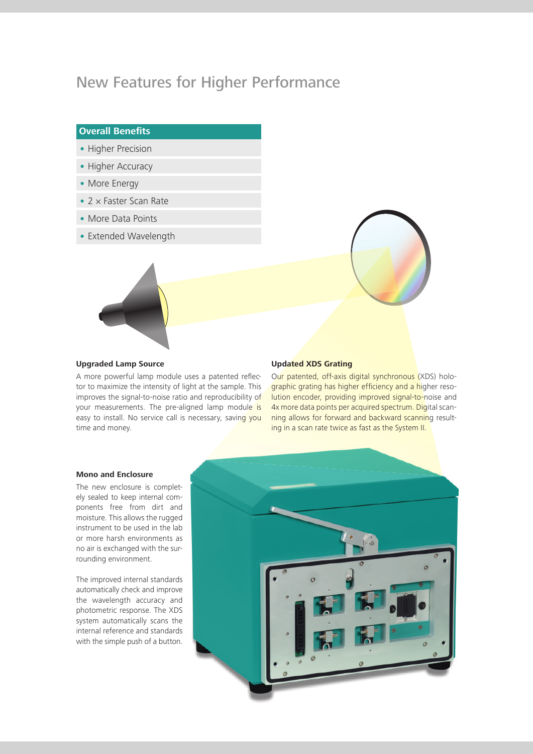# New Features for Higher Performance

**Overall Benefits**

- Higher Precision
- Higher Accuracy
- More Energy
- 2 × Faster Scan Rate
- More Data Points
- Extended Wavelength

### Upgraded Lamp Source

A more powerful lamp module uses a patented reflector to maximize the intensity of light at the sample. This improves the signal-to-noise ratio and reproducibility of your measurements. The pre-aligned lamp module is easy to install. No service call is necessary, saving you time and money.

### Updated XDS Grating

Our patented, off-axis digital synchronous (XDS) holographic grating has higher efficiency and a higher resolution encoder, providing improved signal-to-noise and 4x more data points per acquired spectrum. Digital scanning allows for forward and backward scanning resulting in a scan rate twice as fast as the System II.

### Mono and Enclosure

The new enclosure is completely sealed to keep internal components free from dirt and moisture. This allows the rugged instrument to be used in the lab or more harsh environments as no air is exchanged with the surrounding environment.

The improved internal standards automatically check and improve the wavelength accuracy and photometric response. The XDS system automatically scans the internal reference and standards with the simple push of a button.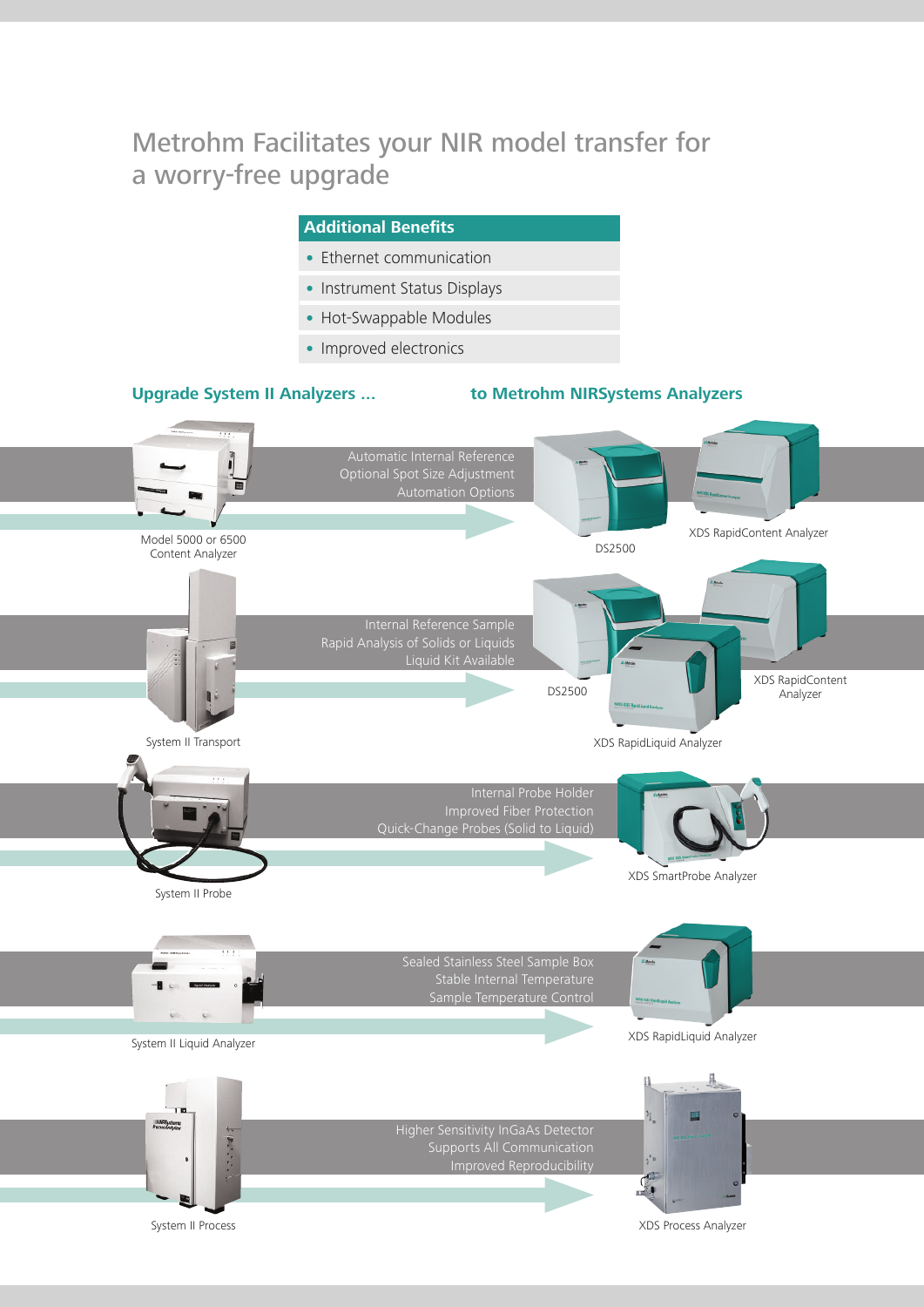# Metrohm Facilitates your NIR model transfer for a worry-free upgrade

## Additional Benefits

- Ethernet communication
- Instrument Status Displays
- Hot-Swappable Modules
- Improved electronics

### Upgrade System II Analyzers … to Metrohm NIRSystems Analyzers

Model 5000 or 6500 Content Analyzer

Automatic Internal Reference
Optional Spot Size Adjustment
Automation Options

DS2500

XDS RapidContent Analyzer

System II Transport

Internal Reference Sample
Rapid Analysis of Solids or Liquids
Liquid Kit Available

DS2500

XDS RapidContent Analyzer

XDS RapidLiquid Analyzer

System II Probe

Internal Probe Holder
Improved Fiber Protection
Quick-Change Probes (Solid to Liquid)

XDS SmartProbe Analyzer

System II Liquid Analyzer

Sealed Stainless Steel Sample Box
Stable Internal Temperature
Sample Temperature Control

XDS RapidLiquid Analyzer

System II Process

Higher Sensitivity InGaAs Detector
Supports All Communication
Improved Reproducibility

XDS Process Analyzer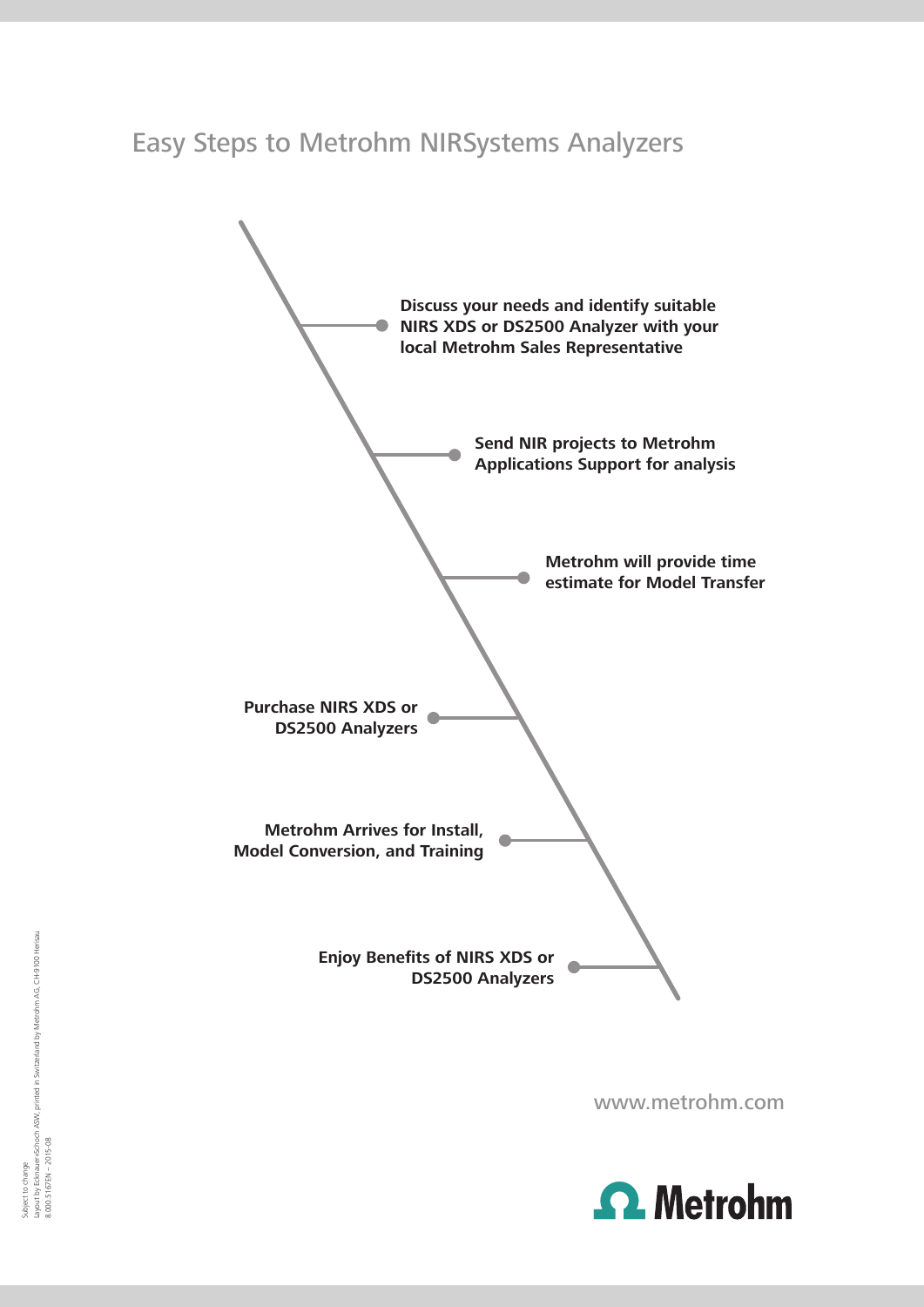# Easy Steps to Metrohm NIRSystems Analyzers

**Discuss your needs and identify suitable NIRS XDS or DS2500 Analyzer with your local Metrohm Sales Representative**

**Send NIR projects to Metrohm Applications Support for analysis**

**Metrohm will provide time estimate for Model Transfer**

**Purchase NIRS XDS or DS2500 Analyzers**

**Metrohm Arrives for Install, Model Conversion, and Training**

**Enjoy Benefits of NIRS XDS or DS2500 Analyzers**

www.metrohm.com

Metrohm

Subject to change
Layout by Ecknauer+Schoch ASW, printed in Switzerland by Metrohm AG, CH-9100 Herisau
8.000.5167EN – 2015-08